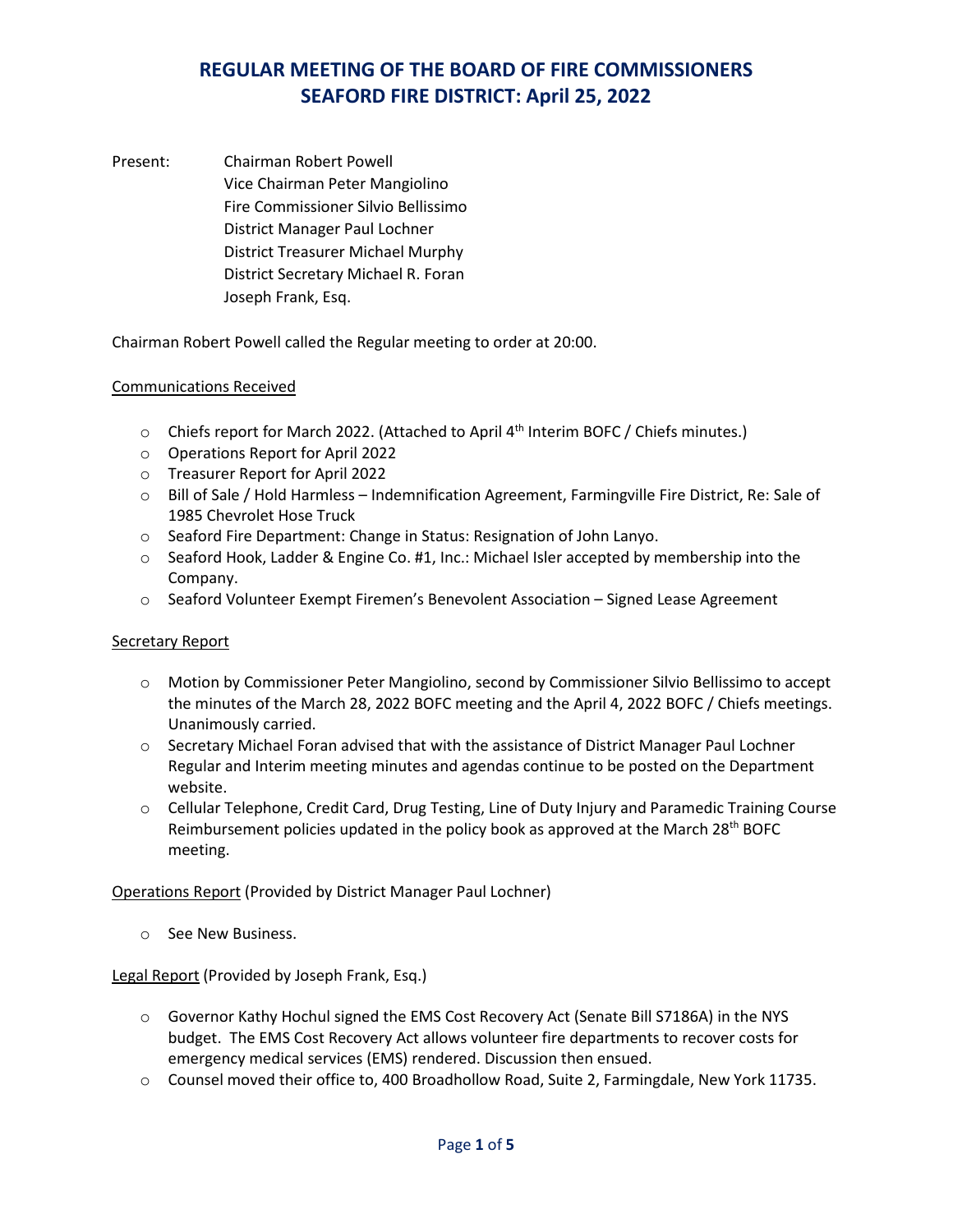# REGULAR MEETING OF THE BOARD OF FIRE COMMISSIONERS
# SEAFORD FIRE DISTRICT: April 25, 2022

Present:
- Chairman Robert Powell
- Vice Chairman Peter Mangiolino
- Fire Commissioner Silvio Bellissimo
- District Manager Paul Lochner
- District Treasurer Michael Murphy
- District Secretary Michael R. Foran
- Joseph Frank, Esq.

Chairman Robert Powell called the Regular meeting to order at 20:00.

## Communications Received

- Chiefs report for March 2022. (Attached to April 4th Interim BOFC / Chiefs minutes.)
- Operations Report for April 2022
- Treasurer Report for April 2022
- Bill of Sale / Hold Harmless – Indemnification Agreement, Farmingville Fire District, Re: Sale of 1985 Chevrolet Hose Truck
- Seaford Fire Department: Change in Status: Resignation of John Lanyo.
- Seaford Hook, Ladder & Engine Co. #1, Inc.: Michael Isler accepted by membership into the Company.
- Seaford Volunteer Exempt Firemen's Benevolent Association – Signed Lease Agreement

## Secretary Report

- Motion by Commissioner Peter Mangiolino, second by Commissioner Silvio Bellissimo to accept the minutes of the March 28, 2022 BOFC meeting and the April 4, 2022 BOFC / Chiefs meetings. Unanimously carried.
- Secretary Michael Foran advised that with the assistance of District Manager Paul Lochner Regular and Interim meeting minutes and agendas continue to be posted on the Department website.
- Cellular Telephone, Credit Card, Drug Testing, Line of Duty Injury and Paramedic Training Course Reimbursement policies updated in the policy book as approved at the March 28th BOFC meeting.

## Operations Report (Provided by District Manager Paul Lochner)

- See New Business.

## Legal Report (Provided by Joseph Frank, Esq.)

- Governor Kathy Hochul signed the EMS Cost Recovery Act (Senate Bill S7186A) in the NYS budget. The EMS Cost Recovery Act allows volunteer fire departments to recover costs for emergency medical services (EMS) rendered. Discussion then ensued.
- Counsel moved their office to, 400 Broadhollow Road, Suite 2, Farmingdale, New York 11735.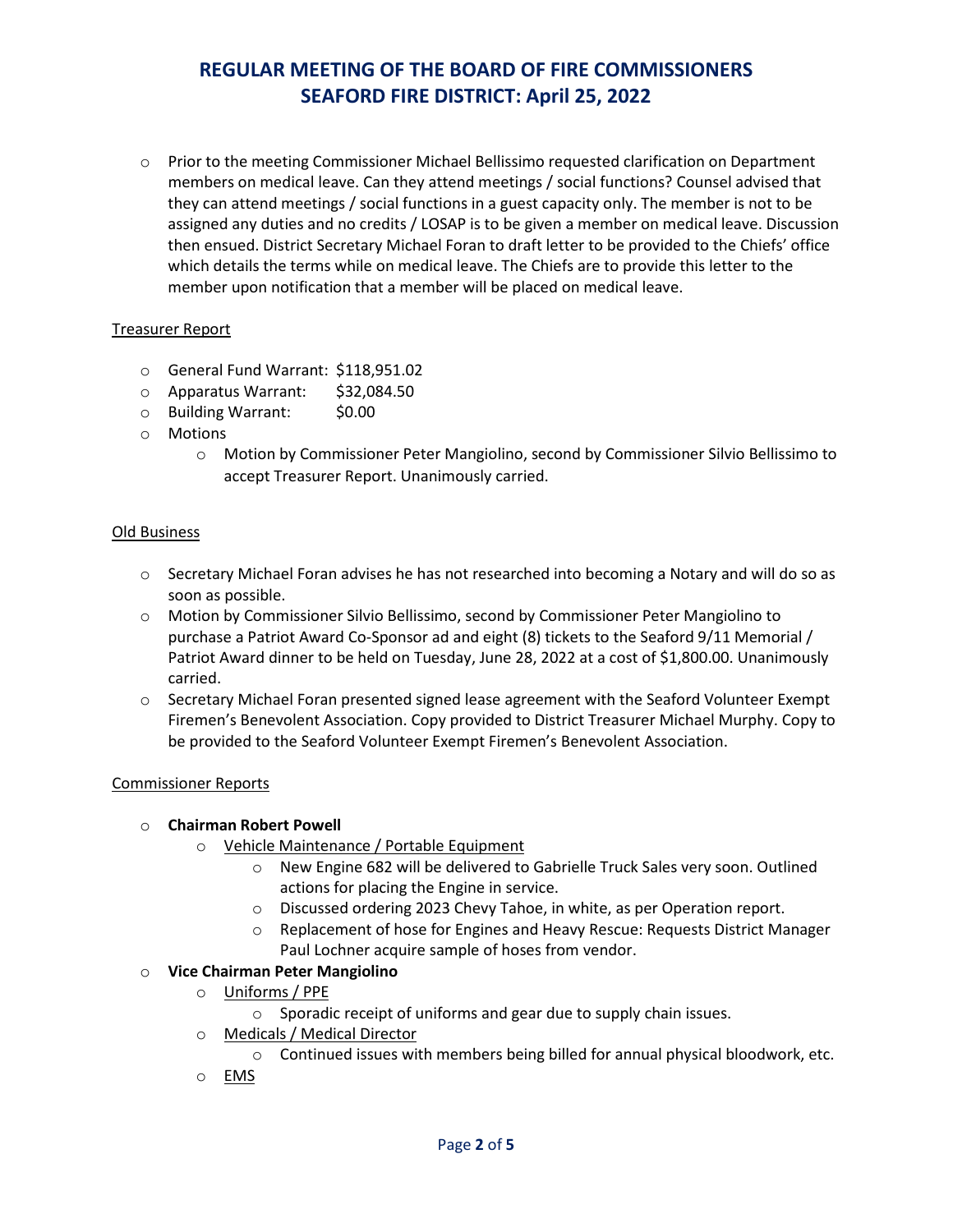# REGULAR MEETING OF THE BOARD OF FIRE COMMISSIONERS SEAFORD FIRE DISTRICT: April 25, 2022

- Prior to the meeting Commissioner Michael Bellissimo requested clarification on Department members on medical leave. Can they attend meetings / social functions? Counsel advised that they can attend meetings / social functions in a guest capacity only. The member is not to be assigned any duties and no credits / LOSAP is to be given a member on medical leave. Discussion then ensued. District Secretary Michael Foran to draft letter to be provided to the Chiefs' office which details the terms while on medical leave. The Chiefs are to provide this letter to the member upon notification that a member will be placed on medical leave.

## Treasurer Report

- General Fund Warrant: $118,951.02
- Apparatus Warrant: $32,084.50
- Building Warrant: $0.00
- Motions
  - Motion by Commissioner Peter Mangiolino, second by Commissioner Silvio Bellissimo to accept Treasurer Report. Unanimously carried.

## Old Business

- Secretary Michael Foran advises he has not researched into becoming a Notary and will do so as soon as possible.
- Motion by Commissioner Silvio Bellissimo, second by Commissioner Peter Mangiolino to purchase a Patriot Award Co-Sponsor ad and eight (8) tickets to the Seaford 9/11 Memorial / Patriot Award dinner to be held on Tuesday, June 28, 2022 at a cost of $1,800.00. Unanimously carried.
- Secretary Michael Foran presented signed lease agreement with the Seaford Volunteer Exempt Firemen's Benevolent Association. Copy provided to District Treasurer Michael Murphy. Copy to be provided to the Seaford Volunteer Exempt Firemen's Benevolent Association.

## Commissioner Reports

- **Chairman Robert Powell**
  - Vehicle Maintenance / Portable Equipment
    - New Engine 682 will be delivered to Gabrielle Truck Sales very soon. Outlined actions for placing the Engine in service.
    - Discussed ordering 2023 Chevy Tahoe, in white, as per Operation report.
    - Replacement of hose for Engines and Heavy Rescue: Requests District Manager Paul Lochner acquire sample of hoses from vendor.
- **Vice Chairman Peter Mangiolino**
  - Uniforms / PPE
    - Sporadic receipt of uniforms and gear due to supply chain issues.
  - Medicals / Medical Director
    - Continued issues with members being billed for annual physical bloodwork, etc.
  - EMS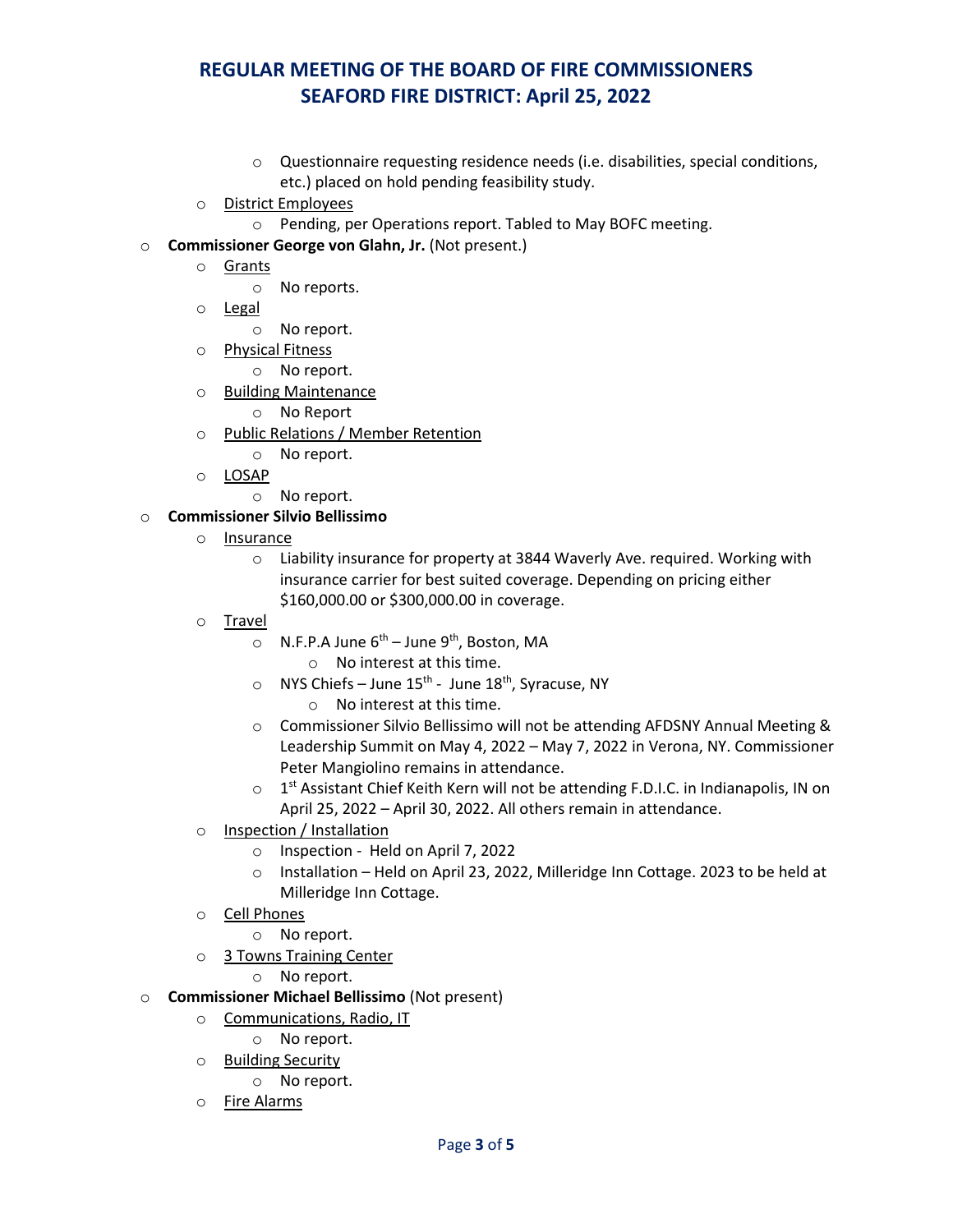- Questionnaire requesting residence needs (i.e. disabilities, special conditions, etc.) placed on hold pending feasibility study.
- District Employees
  - Pending, per Operations report. Tabled to May BOFC meeting.

- **Commissioner George von Glahn, Jr.** (Not present.)
  - Grants
    - No reports.
  - Legal
    - No report.
  - Physical Fitness
    - No report.
  - Building Maintenance
    - No Report
  - Public Relations / Member Retention
    - No report.
  - LOSAP
    - No report.
- **Commissioner Silvio Bellissimo**
  - Insurance
    - Liability insurance for property at 3844 Waverly Ave. required. Working with insurance carrier for best suited coverage. Depending on pricing either $160,000.00 or $300,000.00 in coverage.
  - Travel
    - N.F.P.A June 6th – June 9th, Boston, MA
      - No interest at this time.
    - NYS Chiefs – June 15th - June 18th, Syracuse, NY
      - No interest at this time.
    - Commissioner Silvio Bellissimo will not be attending AFDSNY Annual Meeting & Leadership Summit on May 4, 2022 – May 7, 2022 in Verona, NY. Commissioner Peter Mangiolino remains in attendance.
    - 1st Assistant Chief Keith Kern will not be attending F.D.I.C. in Indianapolis, IN on April 25, 2022 – April 30, 2022. All others remain in attendance.
  - Inspection / Installation
    - Inspection - Held on April 7, 2022
    - Installation – Held on April 23, 2022, Milleridge Inn Cottage. 2023 to be held at Milleridge Inn Cottage.
  - Cell Phones
    - No report.
  - 3 Towns Training Center
    - No report.
- **Commissioner Michael Bellissimo** (Not present)
  - Communications, Radio, IT
    - No report.
  - Building Security
    - No report.
  - Fire Alarms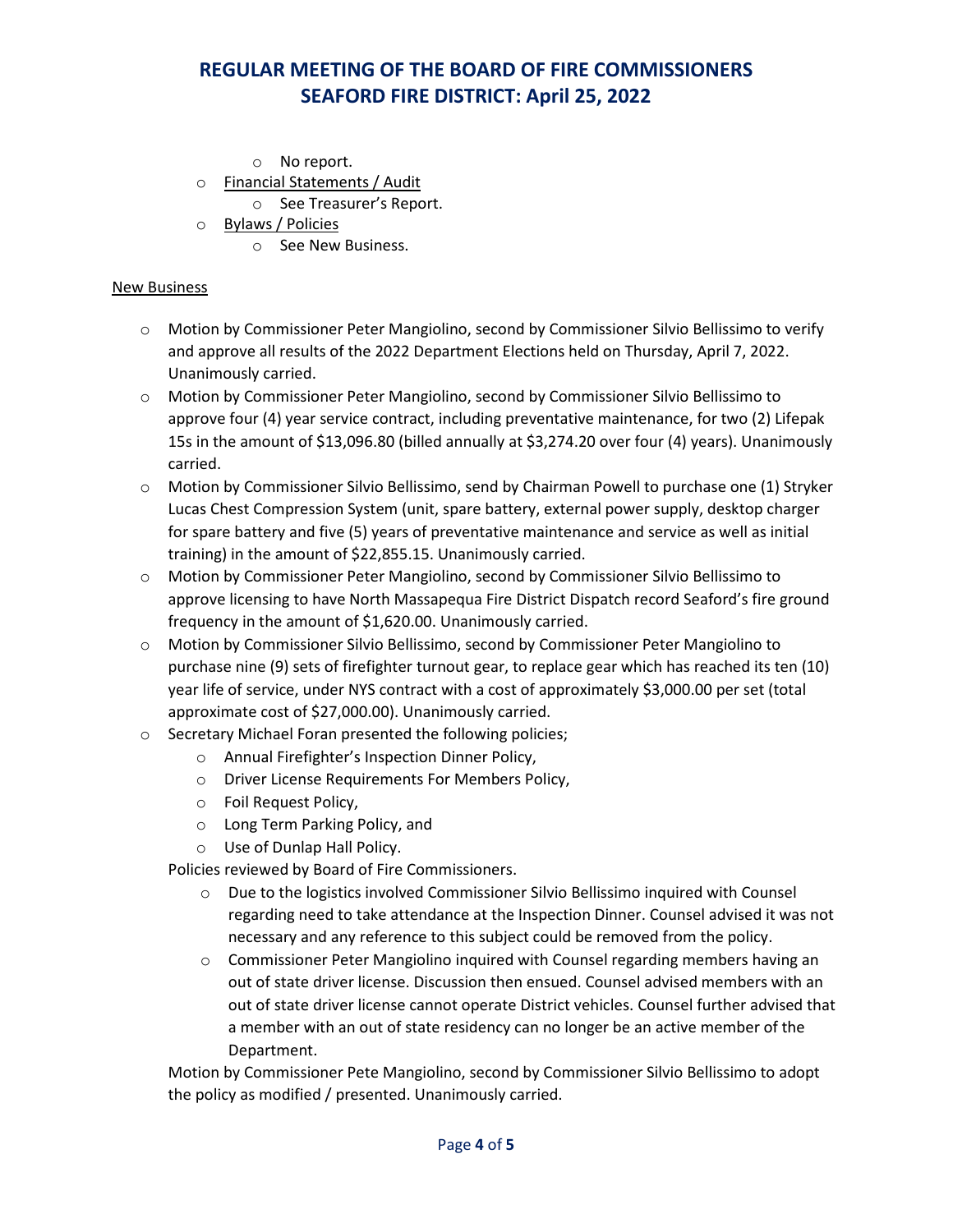- No report.
- Financial Statements / Audit
  - See Treasurer's Report.
- Bylaws / Policies
  - See New Business.

New Business

- Motion by Commissioner Peter Mangiolino, second by Commissioner Silvio Bellissimo to verify and approve all results of the 2022 Department Elections held on Thursday, April 7, 2022. Unanimously carried.
- Motion by Commissioner Peter Mangiolino, second by Commissioner Silvio Bellissimo to approve four (4) year service contract, including preventative maintenance, for two (2) Lifepak 15s in the amount of $13,096.80 (billed annually at $3,274.20 over four (4) years). Unanimously carried.
- Motion by Commissioner Silvio Bellissimo, send by Chairman Powell to purchase one (1) Stryker Lucas Chest Compression System (unit, spare battery, external power supply, desktop charger for spare battery and five (5) years of preventative maintenance and service as well as initial training) in the amount of $22,855.15. Unanimously carried.
- Motion by Commissioner Peter Mangiolino, second by Commissioner Silvio Bellissimo to approve licensing to have North Massapequa Fire District Dispatch record Seaford's fire ground frequency in the amount of $1,620.00. Unanimously carried.
- Motion by Commissioner Silvio Bellissimo, second by Commissioner Peter Mangiolino to purchase nine (9) sets of firefighter turnout gear, to replace gear which has reached its ten (10) year life of service, under NYS contract with a cost of approximately $3,000.00 per set (total approximate cost of $27,000.00). Unanimously carried.
- Secretary Michael Foran presented the following policies;
  - Annual Firefighter's Inspection Dinner Policy,
  - Driver License Requirements For Members Policy,
  - Foil Request Policy,
  - Long Term Parking Policy, and
  - Use of Dunlap Hall Policy.

  Policies reviewed by Board of Fire Commissioners.

  - Due to the logistics involved Commissioner Silvio Bellissimo inquired with Counsel regarding need to take attendance at the Inspection Dinner. Counsel advised it was not necessary and any reference to this subject could be removed from the policy.
  - Commissioner Peter Mangiolino inquired with Counsel regarding members having an out of state driver license. Discussion then ensued. Counsel advised members with an out of state driver license cannot operate District vehicles. Counsel further advised that a member with an out of state residency can no longer be an active member of the Department.

  Motion by Commissioner Pete Mangiolino, second by Commissioner Silvio Bellissimo to adopt the policy as modified / presented. Unanimously carried.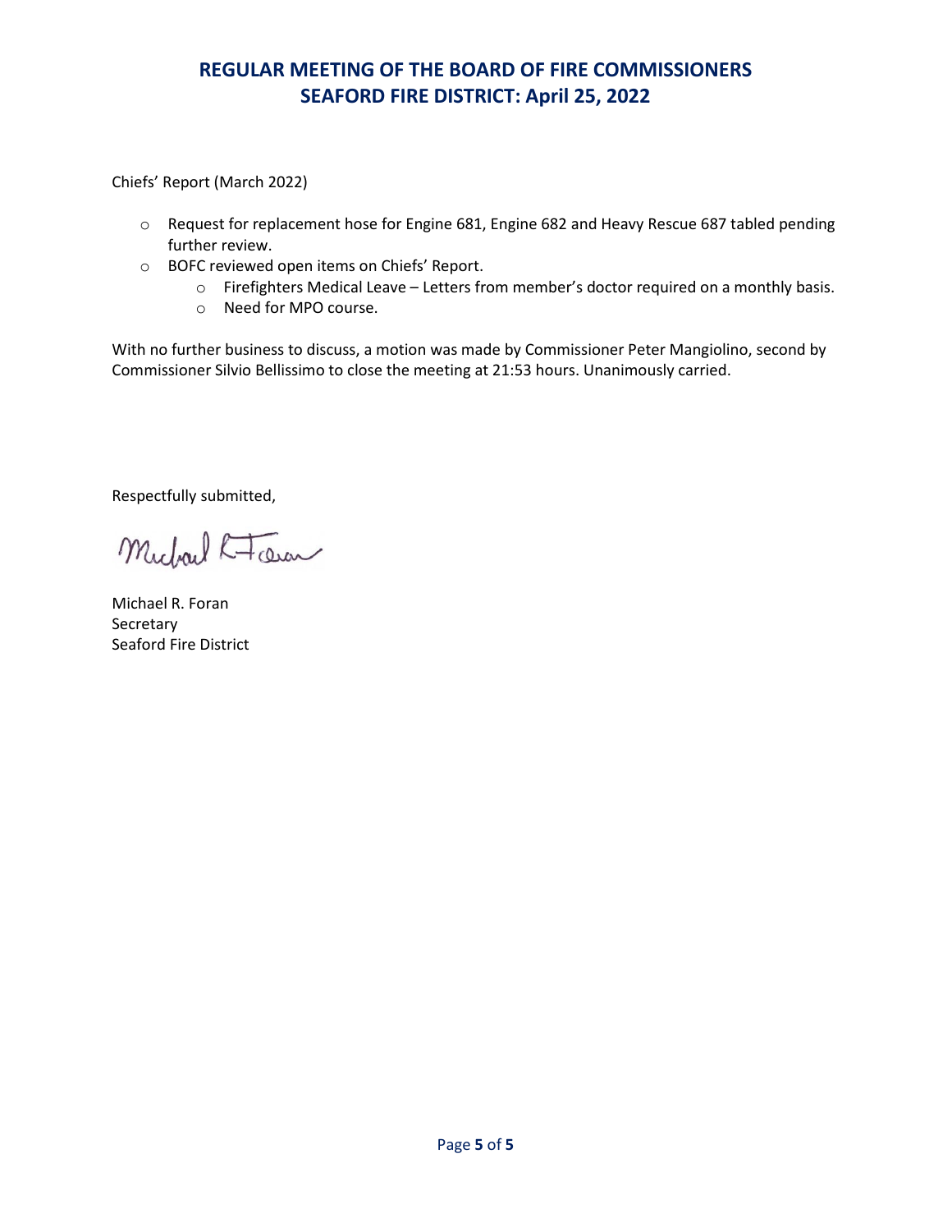Chiefs' Report (March 2022)

- Request for replacement hose for Engine 681, Engine 682 and Heavy Rescue 687 tabled pending further review.
- BOFC reviewed open items on Chiefs' Report.
  - Firefighters Medical Leave – Letters from member's doctor required on a monthly basis.
  - Need for MPO course.

With no further business to discuss, a motion was made by Commissioner Peter Mangiolino, second by Commissioner Silvio Bellissimo to close the meeting at 21:53 hours. Unanimously carried.

Respectfully submitted,

Michael R. Foran

Michael R. Foran
Secretary
Seaford Fire District